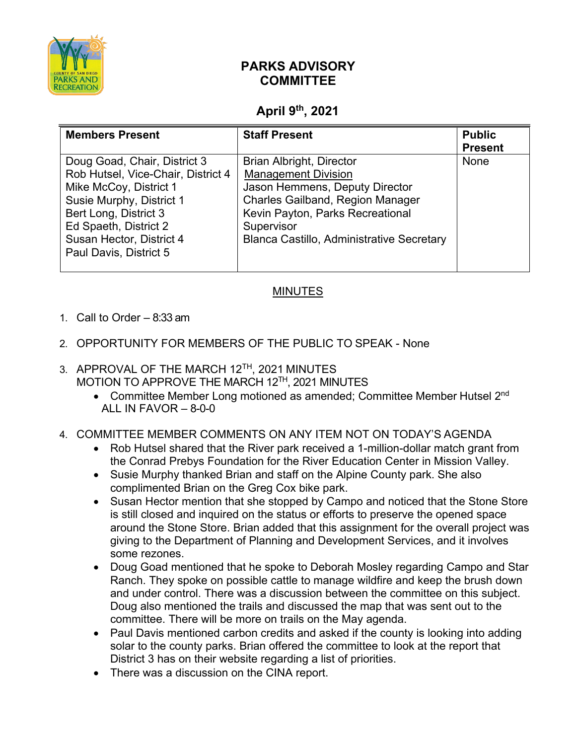# PARKS ADVISORY COMMITTEE

## April 9th, 2021

| Members Present | Staff Present | Public Present |
|---|---|---|
| Doug Goad, Chair, District 3<br>Rob Hutsel, Vice-Chair, District 4<br>Mike McCoy, District 1<br>Susie Murphy, District 1<br>Bert Long, District 3<br>Ed Spaeth, District 2<br>Susan Hector, District 4<br>Paul Davis, District 5 | Brian Albright, Director<br>Management Division<br>Jason Hemmens, Deputy Director<br>Charles Gailband, Region Manager<br>Kevin Payton, Parks Recreational Supervisor<br>Blanca Castillo, Administrative Secretary | None |

## MINUTES

1. Call to Order – 8:33 am

2. OPPORTUNITY FOR MEMBERS OF THE PUBLIC TO SPEAK - None

3. APPROVAL OF THE MARCH 12TH, 2021 MINUTES
   MOTION TO APPROVE THE MARCH 12TH, 2021 MINUTES
   - Committee Member Long motioned as amended; Committee Member Hutsel 2nd
   ALL IN FAVOR – 8-0-0

4. COMMITTEE MEMBER COMMENTS ON ANY ITEM NOT ON TODAY'S AGENDA
   - Rob Hutsel shared that the River park received a 1-million-dollar match grant from the Conrad Prebys Foundation for the River Education Center in Mission Valley.
   - Susie Murphy thanked Brian and staff on the Alpine County park. She also complimented Brian on the Greg Cox bike park.
   - Susan Hector mention that she stopped by Campo and noticed that the Stone Store is still closed and inquired on the status or efforts to preserve the opened space around the Stone Store. Brian added that this assignment for the overall project was giving to the Department of Planning and Development Services, and it involves some rezones.
   - Doug Goad mentioned that he spoke to Deborah Mosley regarding Campo and Star Ranch. They spoke on possible cattle to manage wildfire and keep the brush down and under control. There was a discussion between the committee on this subject. Doug also mentioned the trails and discussed the map that was sent out to the committee. There will be more on trails on the May agenda.
   - Paul Davis mentioned carbon credits and asked if the county is looking into adding solar to the county parks. Brian offered the committee to look at the report that District 3 has on their website regarding a list of priorities.
   - There was a discussion on the CINA report.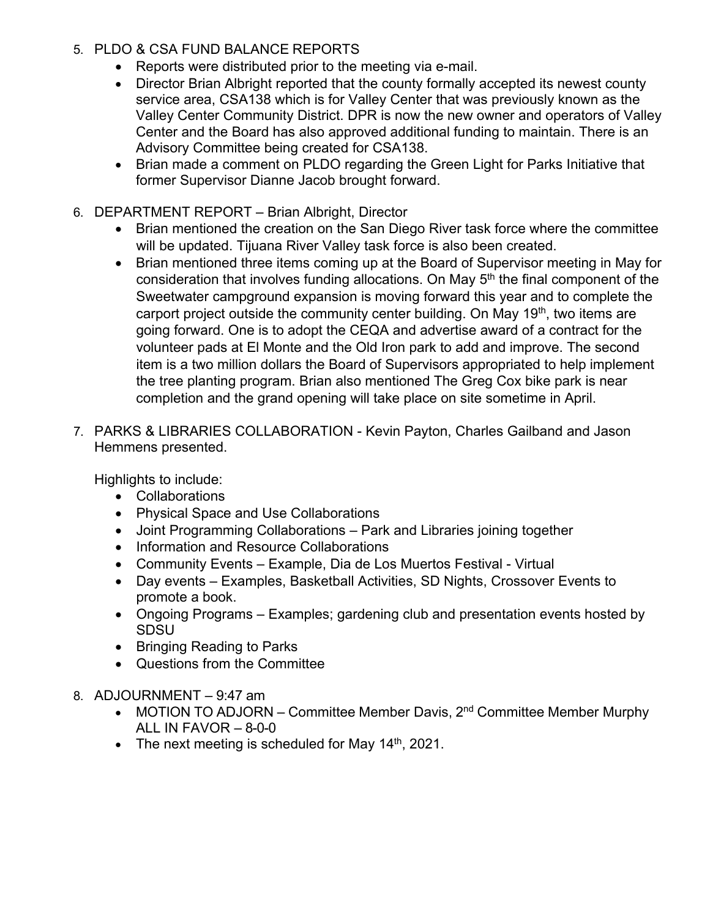5. PLDO & CSA FUND BALANCE REPORTS
   - Reports were distributed prior to the meeting via e-mail.
   - Director Brian Albright reported that the county formally accepted its newest county service area, CSA138 which is for Valley Center that was previously known as the Valley Center Community District. DPR is now the new owner and operators of Valley Center and the Board has also approved additional funding to maintain. There is an Advisory Committee being created for CSA138.
   - Brian made a comment on PLDO regarding the Green Light for Parks Initiative that former Supervisor Dianne Jacob brought forward.

6. DEPARTMENT REPORT – Brian Albright, Director
   - Brian mentioned the creation on the San Diego River task force where the committee will be updated. Tijuana River Valley task force is also been created.
   - Brian mentioned three items coming up at the Board of Supervisor meeting in May for consideration that involves funding allocations. On May 5th the final component of the Sweetwater campground expansion is moving forward this year and to complete the carport project outside the community center building. On May 19th, two items are going forward. One is to adopt the CEQA and advertise award of a contract for the volunteer pads at El Monte and the Old Iron park to add and improve. The second item is a two million dollars the Board of Supervisors appropriated to help implement the tree planting program. Brian also mentioned The Greg Cox bike park is near completion and the grand opening will take place on site sometime in April.

7. PARKS & LIBRARIES COLLABORATION - Kevin Payton, Charles Gailband and Jason Hemmens presented.

   Highlights to include:
   - Collaborations
   - Physical Space and Use Collaborations
   - Joint Programming Collaborations – Park and Libraries joining together
   - Information and Resource Collaborations
   - Community Events – Example, Dia de Los Muertos Festival - Virtual
   - Day events – Examples, Basketball Activities, SD Nights, Crossover Events to promote a book.
   - Ongoing Programs – Examples; gardening club and presentation events hosted by SDSU
   - Bringing Reading to Parks
   - Questions from the Committee

8. ADJOURNMENT – 9:47 am
   - MOTION TO ADJORN – Committee Member Davis, 2nd Committee Member Murphy ALL IN FAVOR – 8-0-0
   - The next meeting is scheduled for May 14th, 2021.